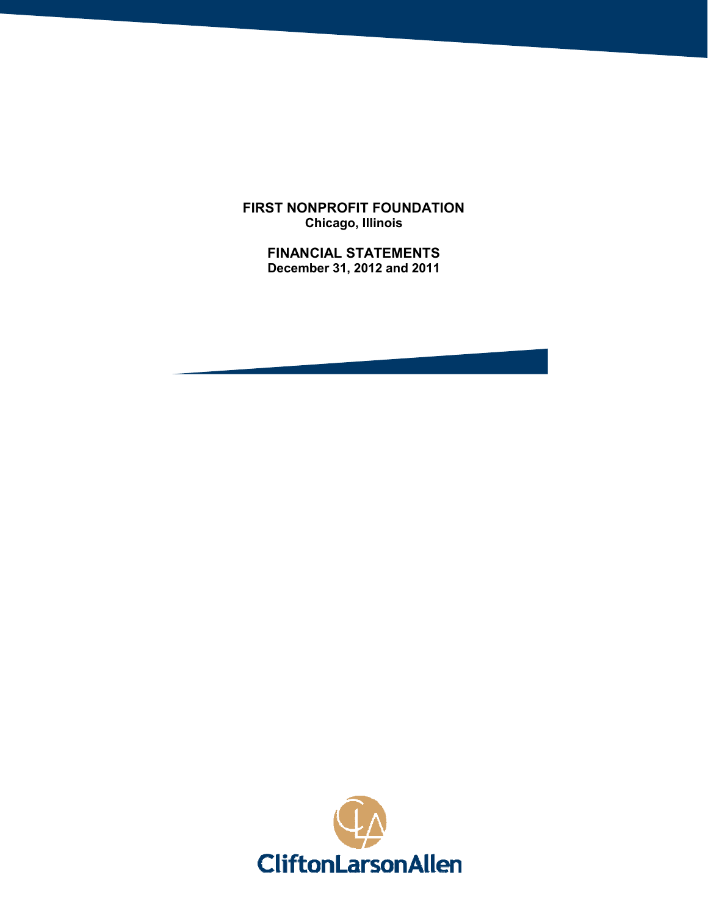# FIRST NONPROFIT FOUNDATION
**Chicago, Illinois**

## FINANCIAL STATEMENTS
**December 31, 2012 and 2011**

CliftonLarsonAllen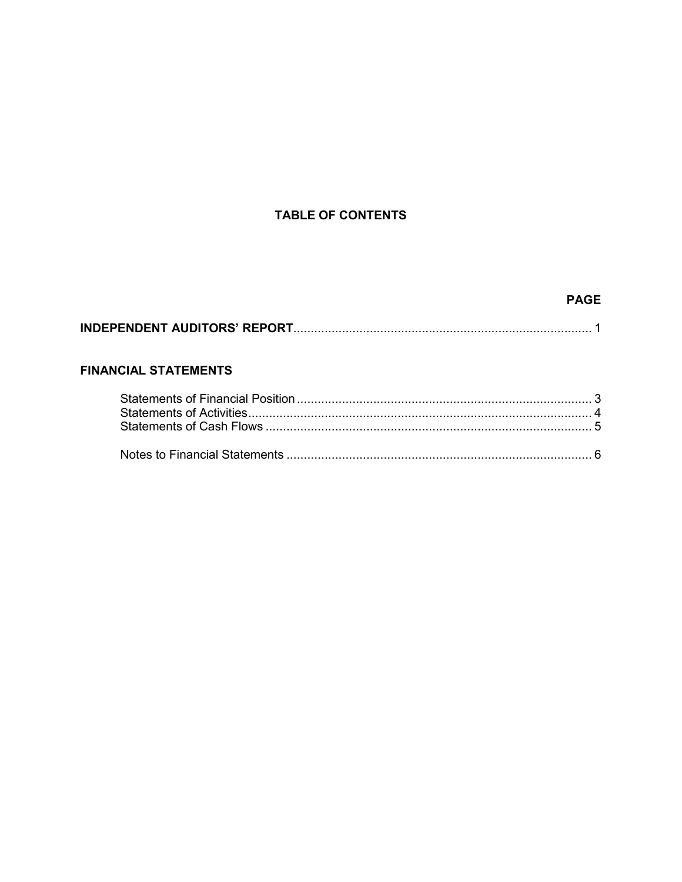# TABLE OF CONTENTS

| | PAGE |
|---|---|
| **INDEPENDENT AUDITORS' REPORT** | 1 |
| **FINANCIAL STATEMENTS** | |
| Statements of Financial Position | 3 |
| Statements of Activities | 4 |
| Statements of Cash Flows | 5 |
| Notes to Financial Statements | 6 |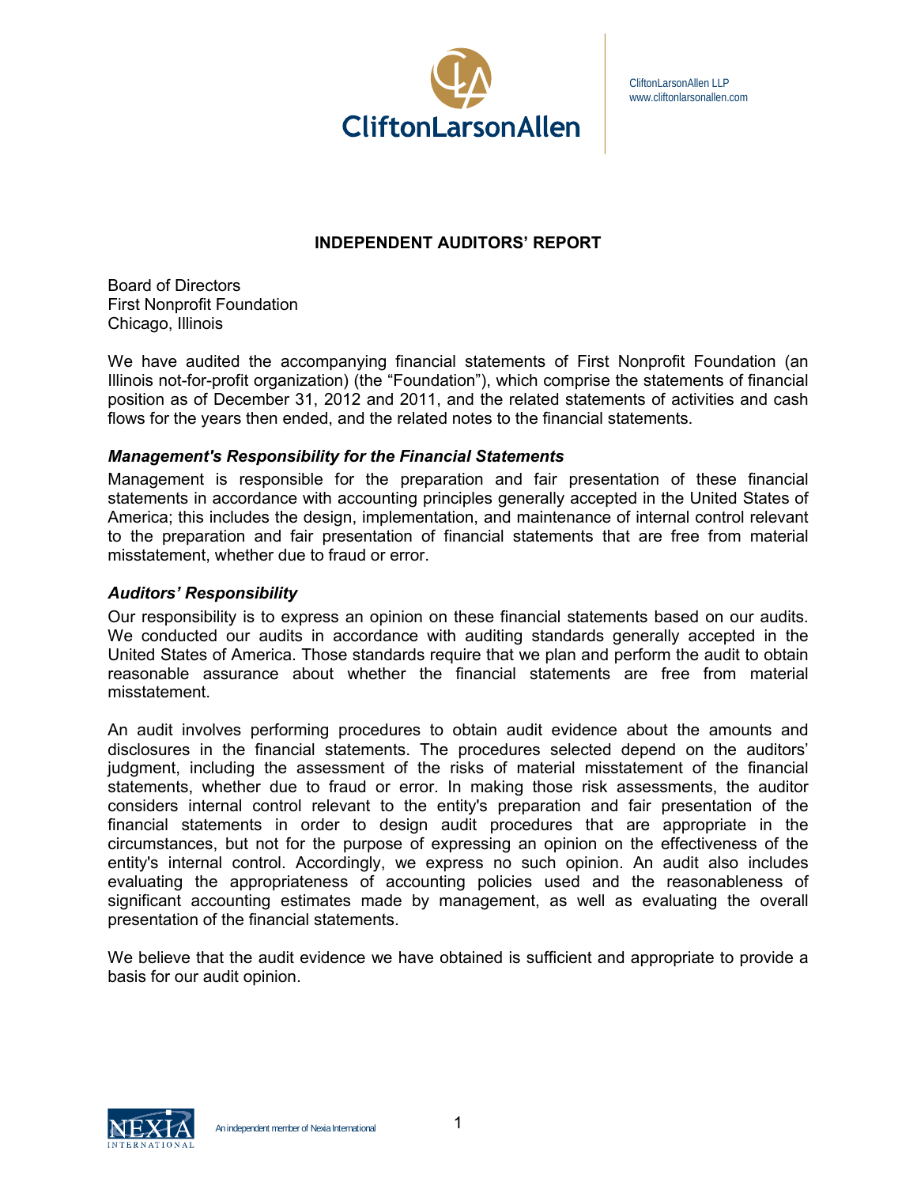CliftonLarsonAllen LLP
www.cliftonlarsonallen.com

## INDEPENDENT AUDITORS' REPORT

Board of Directors
First Nonprofit Foundation
Chicago, Illinois

We have audited the accompanying financial statements of First Nonprofit Foundation (an Illinois not-for-profit organization) (the "Foundation"), which comprise the statements of financial position as of December 31, 2012 and 2011, and the related statements of activities and cash flows for the years then ended, and the related notes to the financial statements.

### *Management's Responsibility for the Financial Statements*

Management is responsible for the preparation and fair presentation of these financial statements in accordance with accounting principles generally accepted in the United States of America; this includes the design, implementation, and maintenance of internal control relevant to the preparation and fair presentation of financial statements that are free from material misstatement, whether due to fraud or error.

### *Auditors' Responsibility*

Our responsibility is to express an opinion on these financial statements based on our audits. We conducted our audits in accordance with auditing standards generally accepted in the United States of America. Those standards require that we plan and perform the audit to obtain reasonable assurance about whether the financial statements are free from material misstatement.

An audit involves performing procedures to obtain audit evidence about the amounts and disclosures in the financial statements. The procedures selected depend on the auditors' judgment, including the assessment of the risks of material misstatement of the financial statements, whether due to fraud or error. In making those risk assessments, the auditor considers internal control relevant to the entity's preparation and fair presentation of the financial statements in order to design audit procedures that are appropriate in the circumstances, but not for the purpose of expressing an opinion on the effectiveness of the entity's internal control. Accordingly, we express no such opinion. An audit also includes evaluating the appropriateness of accounting policies used and the reasonableness of significant accounting estimates made by management, as well as evaluating the overall presentation of the financial statements.

We believe that the audit evidence we have obtained is sufficient and appropriate to provide a basis for our audit opinion.

An independent member of Nexia International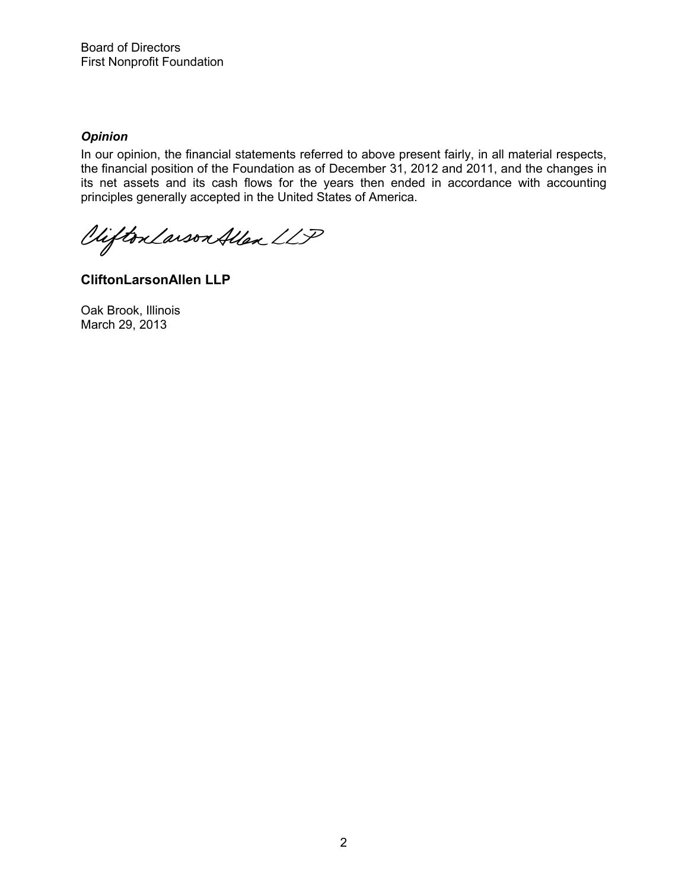Board of Directors
First Nonprofit Foundation

***Opinion***

In our opinion, the financial statements referred to above present fairly, in all material respects, the financial position of the Foundation as of December 31, 2012 and 2011, and the changes in its net assets and its cash flows for the years then ended in accordance with accounting principles generally accepted in the United States of America.

CliftonLarsonAllen LLP

**CliftonLarsonAllen LLP**

Oak Brook, Illinois
March 29, 2013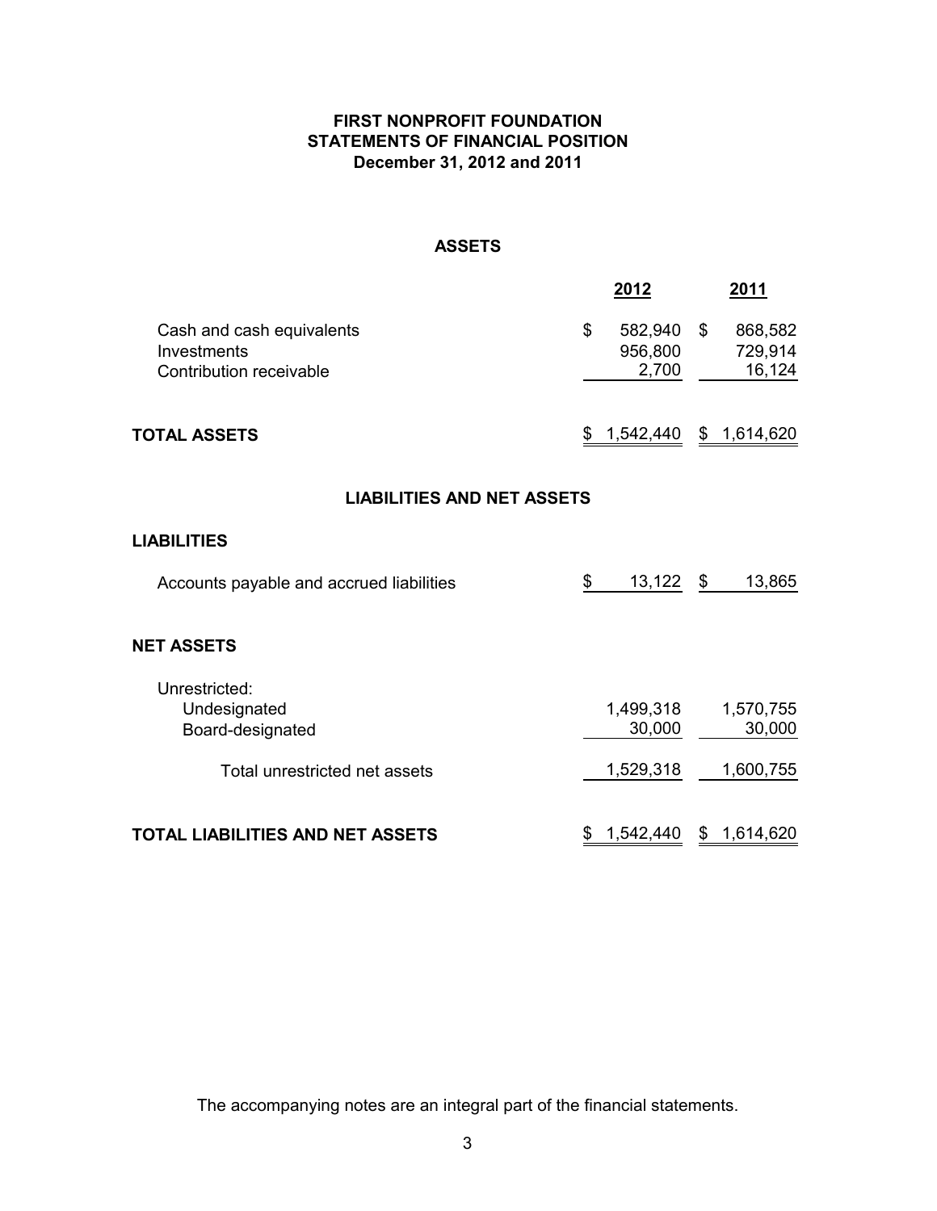# FIRST NONPROFIT FOUNDATION
## STATEMENTS OF FINANCIAL POSITION
### December 31, 2012 and 2011

### ASSETS

| | 2012 | 2011 |
|---|---|---|
| Cash and cash equivalents | $ 582,940 | $ 868,582 |
| Investments | 956,800 | 729,914 |
| Contribution receivable | 2,700 | 16,124 |
| **TOTAL ASSETS** | $ 1,542,440 | $ 1,614,620 |

### LIABILITIES AND NET ASSETS

| | 2012 | 2011 |
|---|---|---|
| **LIABILITIES** | | |
| Accounts payable and accrued liabilities | $ 13,122 | $ 13,865 |
| **NET ASSETS** | | |
| Unrestricted: | | |
| Undesignated | 1,499,318 | 1,570,755 |
| Board-designated | 30,000 | 30,000 |
| Total unrestricted net assets | 1,529,318 | 1,600,755 |
| **TOTAL LIABILITIES AND NET ASSETS** | $ 1,542,440 | $ 1,614,620 |

The accompanying notes are an integral part of the financial statements.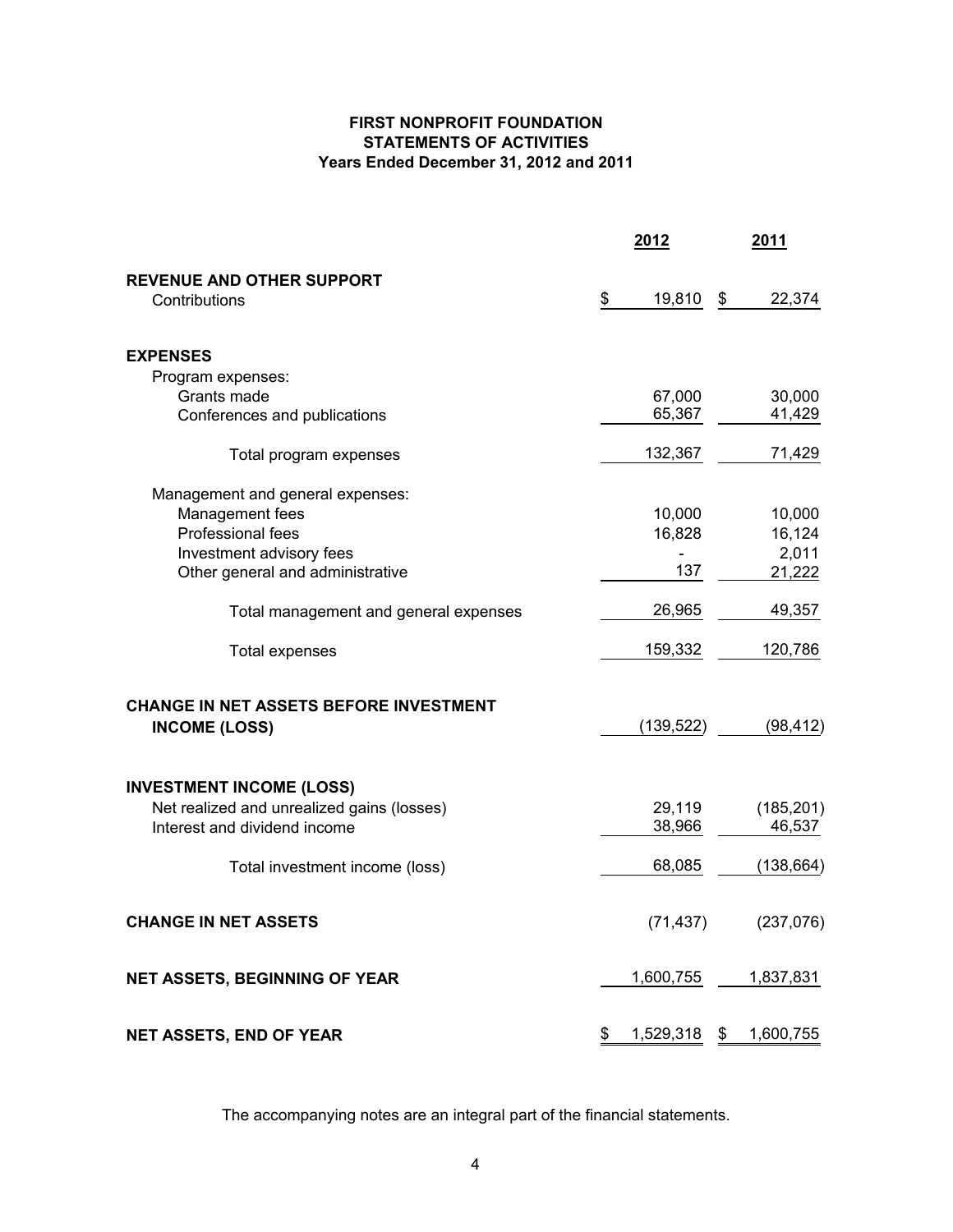# FIRST NONPROFIT FOUNDATION
## STATEMENTS OF ACTIVITIES
### Years Ended December 31, 2012 and 2011

| | 2012 | 2011 |
|---|---|---|
| **REVENUE AND OTHER SUPPORT** | | |
| Contributions | $ 19,810 | $ 22,374 |
| **EXPENSES** | | |
| Program expenses: | | |
| Grants made | 67,000 | 30,000 |
| Conferences and publications | 65,367 | 41,429 |
| Total program expenses | 132,367 | 71,429 |
| Management and general expenses: | | |
| Management fees | 10,000 | 10,000 |
| Professional fees | 16,828 | 16,124 |
| Investment advisory fees | - | 2,011 |
| Other general and administrative | 137 | 21,222 |
| Total management and general expenses | 26,965 | 49,357 |
| Total expenses | 159,332 | 120,786 |
| **CHANGE IN NET ASSETS BEFORE INVESTMENT INCOME (LOSS)** | (139,522) | (98,412) |
| **INVESTMENT INCOME (LOSS)** | | |
| Net realized and unrealized gains (losses) | 29,119 | (185,201) |
| Interest and dividend income | 38,966 | 46,537 |
| Total investment income (loss) | 68,085 | (138,664) |
| **CHANGE IN NET ASSETS** | (71,437) | (237,076) |
| **NET ASSETS, BEGINNING OF YEAR** | 1,600,755 | 1,837,831 |
| **NET ASSETS, END OF YEAR** | $ 1,529,318 | $ 1,600,755 |

The accompanying notes are an integral part of the financial statements.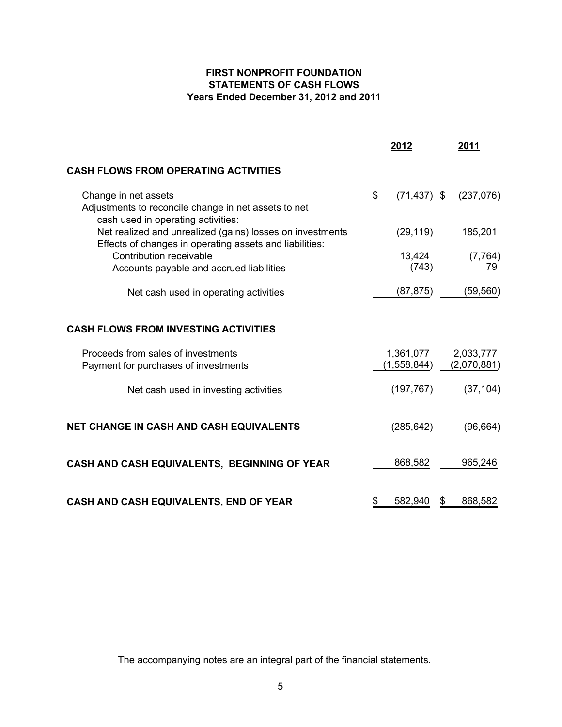# FIRST NONPROFIT FOUNDATION
## STATEMENTS OF CASH FLOWS
### Years Ended December 31, 2012 and 2011

| | 2012 | 2011 |
|---|---|---|
| **CASH FLOWS FROM OPERATING ACTIVITIES** | | |
| Change in net assets | $ (71,437) | $ (237,076) |
| Adjustments to reconcile change in net assets to net cash used in operating activities: | | |
| Net realized and unrealized (gains) losses on investments | (29,119) | 185,201 |
| Effects of changes in operating assets and liabilities: | | |
| Contribution receivable | 13,424 | (7,764) |
| Accounts payable and accrued liabilities | (743) | 79 |
| Net cash used in operating activities | (87,875) | (59,560) |
| **CASH FLOWS FROM INVESTING ACTIVITIES** | | |
| Proceeds from sales of investments | 1,361,077 | 2,033,777 |
| Payment for purchases of investments | (1,558,844) | (2,070,881) |
| Net cash used in investing activities | (197,767) | (37,104) |
| **NET CHANGE IN CASH AND CASH EQUIVALENTS** | (285,642) | (96,664) |
| **CASH AND CASH EQUIVALENTS, BEGINNING OF YEAR** | 868,582 | 965,246 |
| **CASH AND CASH EQUIVALENTS, END OF YEAR** | $ 582,940 | $ 868,582 |

The accompanying notes are an integral part of the financial statements.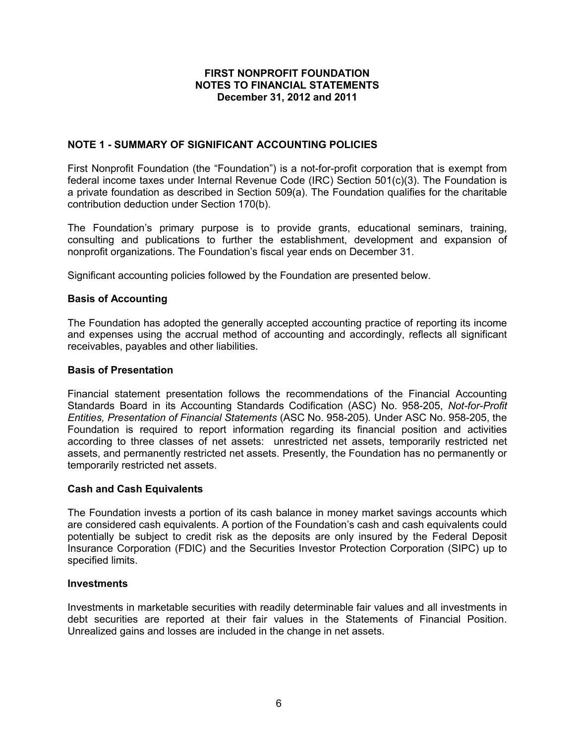**FIRST NONPROFIT FOUNDATION**
**NOTES TO FINANCIAL STATEMENTS**
**December 31, 2012 and 2011**

## NOTE 1 - SUMMARY OF SIGNIFICANT ACCOUNTING POLICIES

First Nonprofit Foundation (the "Foundation") is a not-for-profit corporation that is exempt from federal income taxes under Internal Revenue Code (IRC) Section 501(c)(3). The Foundation is a private foundation as described in Section 509(a). The Foundation qualifies for the charitable contribution deduction under Section 170(b).

The Foundation's primary purpose is to provide grants, educational seminars, training, consulting and publications to further the establishment, development and expansion of nonprofit organizations. The Foundation's fiscal year ends on December 31.

Significant accounting policies followed by the Foundation are presented below.

### Basis of Accounting

The Foundation has adopted the generally accepted accounting practice of reporting its income and expenses using the accrual method of accounting and accordingly, reflects all significant receivables, payables and other liabilities.

### Basis of Presentation

Financial statement presentation follows the recommendations of the Financial Accounting Standards Board in its Accounting Standards Codification (ASC) No. 958-205, *Not-for-Profit Entities, Presentation of Financial Statements* (ASC No. 958-205). Under ASC No. 958-205, the Foundation is required to report information regarding its financial position and activities according to three classes of net assets: unrestricted net assets, temporarily restricted net assets, and permanently restricted net assets. Presently, the Foundation has no permanently or temporarily restricted net assets.

### Cash and Cash Equivalents

The Foundation invests a portion of its cash balance in money market savings accounts which are considered cash equivalents. A portion of the Foundation's cash and cash equivalents could potentially be subject to credit risk as the deposits are only insured by the Federal Deposit Insurance Corporation (FDIC) and the Securities Investor Protection Corporation (SIPC) up to specified limits.

### Investments

Investments in marketable securities with readily determinable fair values and all investments in debt securities are reported at their fair values in the Statements of Financial Position. Unrealized gains and losses are included in the change in net assets.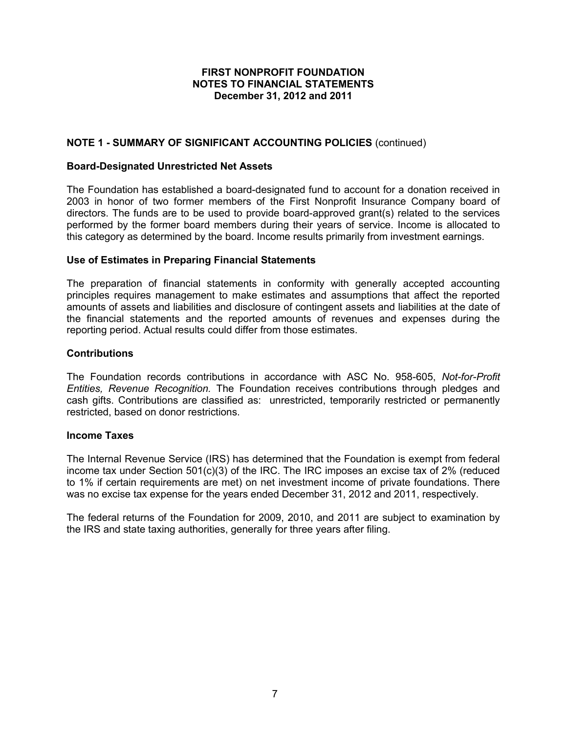**FIRST NONPROFIT FOUNDATION**
**NOTES TO FINANCIAL STATEMENTS**
**December 31, 2012 and 2011**

## NOTE 1 - SUMMARY OF SIGNIFICANT ACCOUNTING POLICIES (continued)

### Board-Designated Unrestricted Net Assets

The Foundation has established a board-designated fund to account for a donation received in 2003 in honor of two former members of the First Nonprofit Insurance Company board of directors. The funds are to be used to provide board-approved grant(s) related to the services performed by the former board members during their years of service. Income is allocated to this category as determined by the board. Income results primarily from investment earnings.

### Use of Estimates in Preparing Financial Statements

The preparation of financial statements in conformity with generally accepted accounting principles requires management to make estimates and assumptions that affect the reported amounts of assets and liabilities and disclosure of contingent assets and liabilities at the date of the financial statements and the reported amounts of revenues and expenses during the reporting period. Actual results could differ from those estimates.

### Contributions

The Foundation records contributions in accordance with ASC No. 958-605, *Not-for-Profit Entities, Revenue Recognition.* The Foundation receives contributions through pledges and cash gifts. Contributions are classified as: unrestricted, temporarily restricted or permanently restricted, based on donor restrictions.

### Income Taxes

The Internal Revenue Service (IRS) has determined that the Foundation is exempt from federal income tax under Section 501(c)(3) of the IRC. The IRC imposes an excise tax of 2% (reduced to 1% if certain requirements are met) on net investment income of private foundations. There was no excise tax expense for the years ended December 31, 2012 and 2011, respectively.

The federal returns of the Foundation for 2009, 2010, and 2011 are subject to examination by the IRS and state taxing authorities, generally for three years after filing.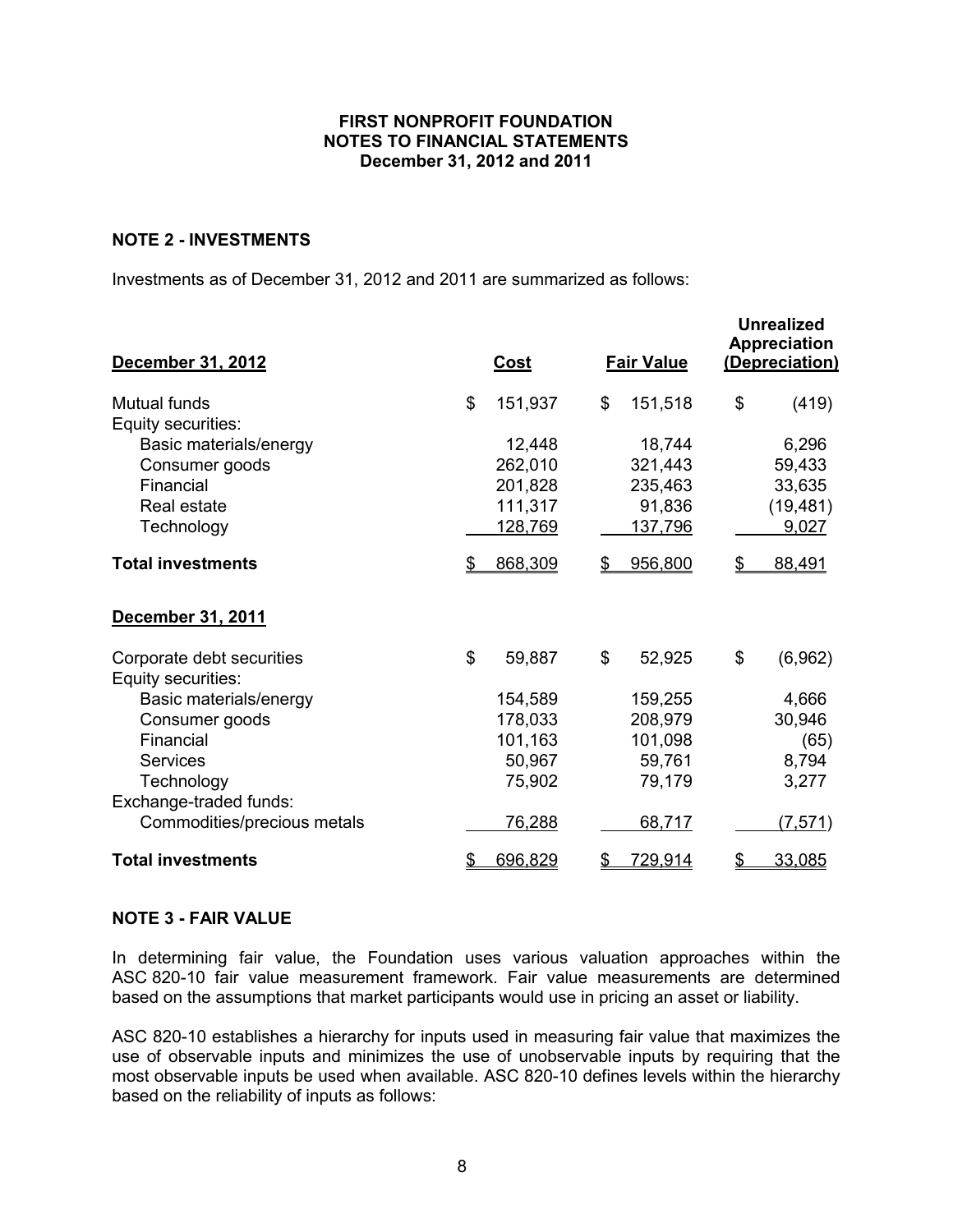**FIRST NONPROFIT FOUNDATION**
**NOTES TO FINANCIAL STATEMENTS**
**December 31, 2012 and 2011**

## NOTE 2 - INVESTMENTS

Investments as of December 31, 2012 and 2011 are summarized as follows:

| December 31, 2012 | Cost | Fair Value | Unrealized Appreciation (Depreciation) |
|---|---|---|---|
| Mutual funds | $ 151,937 | $ 151,518 | $ (419) |
| Equity securities: | | | |
| Basic materials/energy | 12,448 | 18,744 | 6,296 |
| Consumer goods | 262,010 | 321,443 | 59,433 |
| Financial | 201,828 | 235,463 | 33,635 |
| Real estate | 111,317 | 91,836 | (19,481) |
| Technology | 128,769 | 137,796 | 9,027 |
| **Total investments** | $ 868,309 | $ 956,800 | $ 88,491 |

| December 31, 2011 | Cost | Fair Value | Unrealized Appreciation (Depreciation) |
|---|---|---|---|
| Corporate debt securities | $ 59,887 | $ 52,925 | $ (6,962) |
| Equity securities: | | | |
| Basic materials/energy | 154,589 | 159,255 | 4,666 |
| Consumer goods | 178,033 | 208,979 | 30,946 |
| Financial | 101,163 | 101,098 | (65) |
| Services | 50,967 | 59,761 | 8,794 |
| Technology | 75,902 | 79,179 | 3,277 |
| Exchange-traded funds: | | | |
| Commodities/precious metals | 76,288 | 68,717 | (7,571) |
| **Total investments** | $ 696,829 | $ 729,914 | $ 33,085 |

## NOTE 3 - FAIR VALUE

In determining fair value, the Foundation uses various valuation approaches within the ASC 820-10 fair value measurement framework. Fair value measurements are determined based on the assumptions that market participants would use in pricing an asset or liability.

ASC 820-10 establishes a hierarchy for inputs used in measuring fair value that maximizes the use of observable inputs and minimizes the use of unobservable inputs by requiring that the most observable inputs be used when available. ASC 820-10 defines levels within the hierarchy based on the reliability of inputs as follows: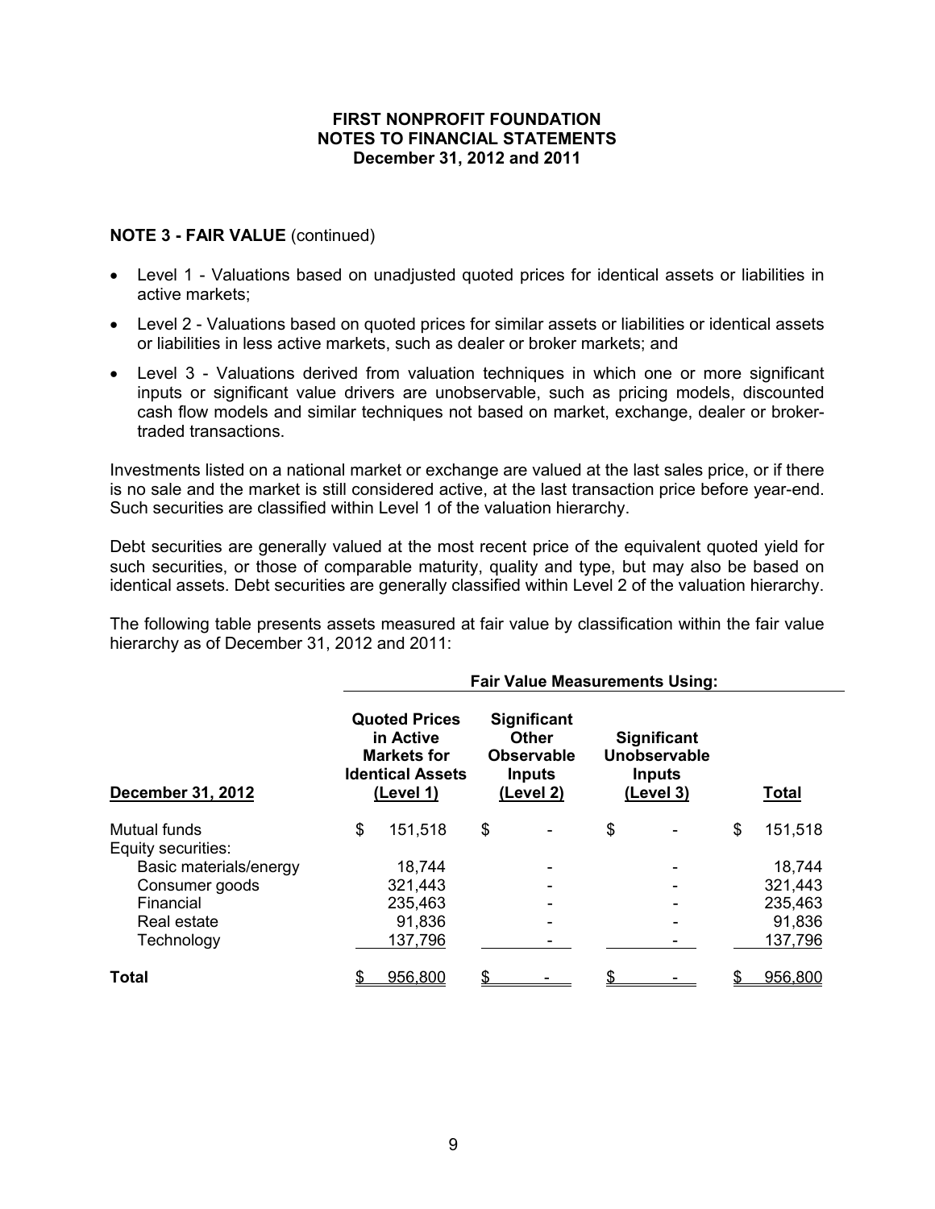**FIRST NONPROFIT FOUNDATION**
**NOTES TO FINANCIAL STATEMENTS**
**December 31, 2012 and 2011**

**NOTE 3 - FAIR VALUE** (continued)

- Level 1 - Valuations based on unadjusted quoted prices for identical assets or liabilities in active markets;
- Level 2 - Valuations based on quoted prices for similar assets or liabilities or identical assets or liabilities in less active markets, such as dealer or broker markets; and
- Level 3 - Valuations derived from valuation techniques in which one or more significant inputs or significant value drivers are unobservable, such as pricing models, discounted cash flow models and similar techniques not based on market, exchange, dealer or broker-traded transactions.

Investments listed on a national market or exchange are valued at the last sales price, or if there is no sale and the market is still considered active, at the last transaction price before year-end. Such securities are classified within Level 1 of the valuation hierarchy.

Debt securities are generally valued at the most recent price of the equivalent quoted yield for such securities, or those of comparable maturity, quality and type, but may also be based on identical assets. Debt securities are generally classified within Level 2 of the valuation hierarchy.

The following table presents assets measured at fair value by classification within the fair value hierarchy as of December 31, 2012 and 2011:

| | Fair Value Measurements Using: | | | |
|---|---|---|---|---|
| **December 31, 2012** | **Quoted Prices in Active Markets for Identical Assets (Level 1)** | **Significant Other Observable Inputs (Level 2)** | **Significant Unobservable Inputs (Level 3)** | **Total** |
| Mutual funds | $ 151,518 | $ - | $ - | $ 151,518 |
| Equity securities: | | | | |
| Basic materials/energy | 18,744 | - | - | 18,744 |
| Consumer goods | 321,443 | - | - | 321,443 |
| Financial | 235,463 | - | - | 235,463 |
| Real estate | 91,836 | - | - | 91,836 |
| Technology | 137,796 | - | - | 137,796 |
| **Total** | $ 956,800 | $ - | $ - | $ 956,800 |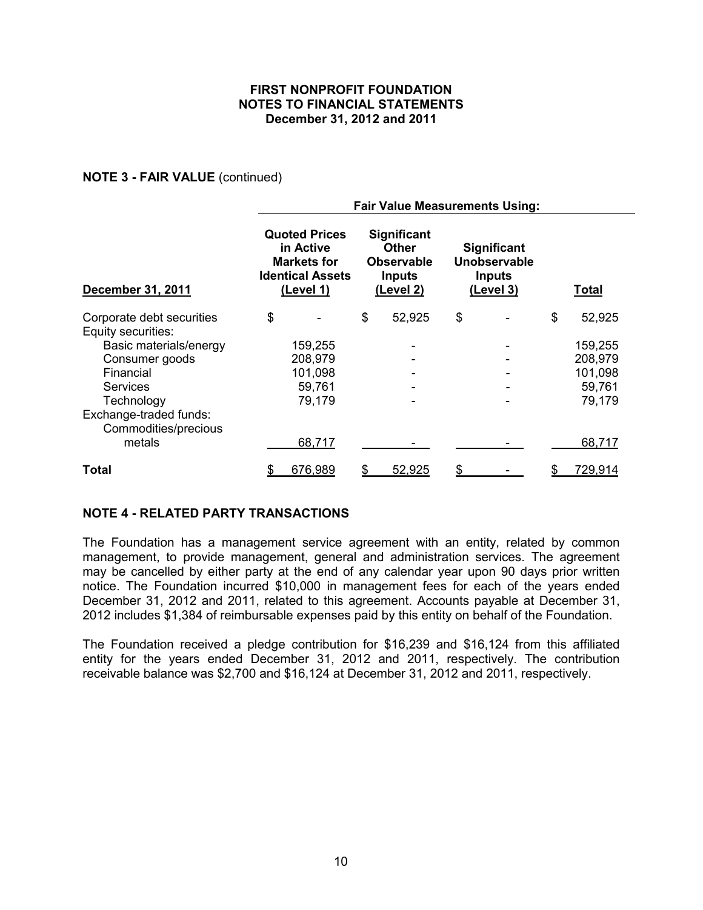**FIRST NONPROFIT FOUNDATION**
**NOTES TO FINANCIAL STATEMENTS**
**December 31, 2012 and 2011**

**NOTE 3 - FAIR VALUE** (continued)

| | Fair Value Measurements Using: | | | |
|---|---|---|---|---|
| **December 31, 2011** | **Quoted Prices in Active Markets for Identical Assets (Level 1)** | **Significant Other Observable Inputs (Level 2)** | **Significant Unobservable Inputs (Level 3)** | **Total** |
| Corporate debt securities | $ - | $ 52,925 | $ - | $ 52,925 |
| Equity securities: | | | | |
| Basic materials/energy | 159,255 | - | - | 159,255 |
| Consumer goods | 208,979 | - | - | 208,979 |
| Financial | 101,098 | - | - | 101,098 |
| Services | 59,761 | - | - | 59,761 |
| Technology | 79,179 | - | - | 79,179 |
| Exchange-traded funds: | | | | |
| Commodities/precious metals | 68,717 | - | - | 68,717 |
| **Total** | $ 676,989 | $ 52,925 | $ - | $ 729,914 |

## NOTE 4 - RELATED PARTY TRANSACTIONS

The Foundation has a management service agreement with an entity, related by common management, to provide management, general and administration services. The agreement may be cancelled by either party at the end of any calendar year upon 90 days prior written notice. The Foundation incurred $10,000 in management fees for each of the years ended December 31, 2012 and 2011, related to this agreement. Accounts payable at December 31, 2012 includes $1,384 of reimbursable expenses paid by this entity on behalf of the Foundation.

The Foundation received a pledge contribution for $16,239 and $16,124 from this affiliated entity for the years ended December 31, 2012 and 2011, respectively. The contribution receivable balance was $2,700 and $16,124 at December 31, 2012 and 2011, respectively.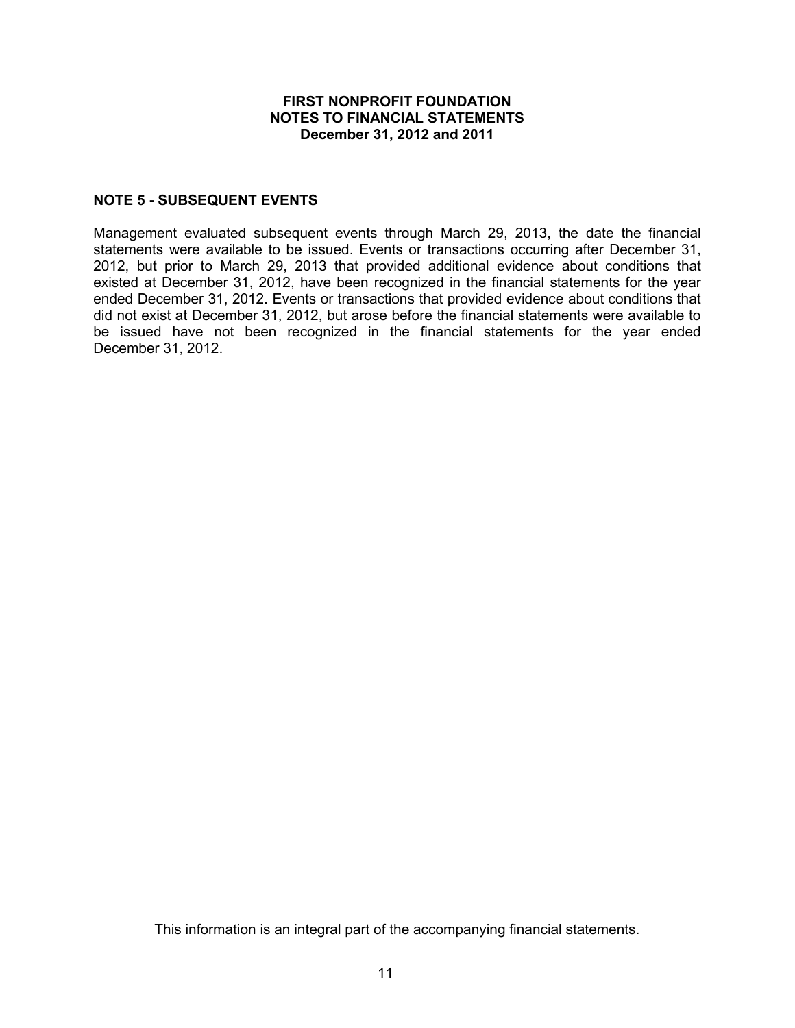**FIRST NONPROFIT FOUNDATION**
**NOTES TO FINANCIAL STATEMENTS**
**December 31, 2012 and 2011**

## NOTE 5 - SUBSEQUENT EVENTS

Management evaluated subsequent events through March 29, 2013, the date the financial statements were available to be issued. Events or transactions occurring after December 31, 2012, but prior to March 29, 2013 that provided additional evidence about conditions that existed at December 31, 2012, have been recognized in the financial statements for the year ended December 31, 2012. Events or transactions that provided evidence about conditions that did not exist at December 31, 2012, but arose before the financial statements were available to be issued have not been recognized in the financial statements for the year ended December 31, 2012.

This information is an integral part of the accompanying financial statements.